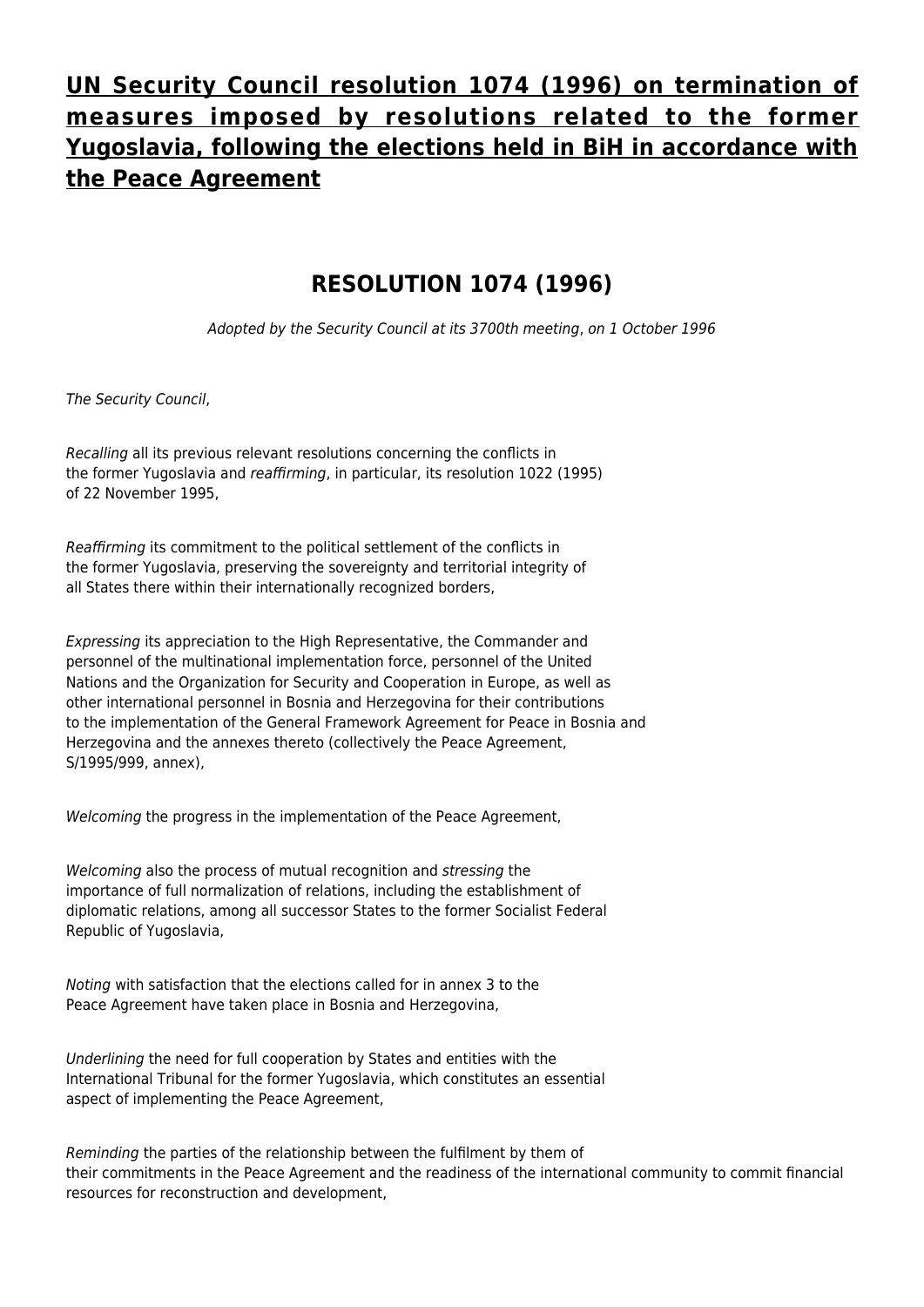# UN Security Council resolution 1074 (1996) on termination of measures imposed by resolutions related to the former Yugoslavia, following the elections held in BiH in accordance with the Peace Agreement

## RESOLUTION 1074 (1996)

*Adopted by the Security Council at its 3700th meeting, on 1 October 1996*

*The Security Council*,

*Recalling* all its previous relevant resolutions concerning the conflicts in the former Yugoslavia and *reaffirming*, in particular, its resolution 1022 (1995) of 22 November 1995,

*Reaffirming* its commitment to the political settlement of the conflicts in the former Yugoslavia, preserving the sovereignty and territorial integrity of all States there within their internationally recognized borders,

*Expressing* its appreciation to the High Representative, the Commander and personnel of the multinational implementation force, personnel of the United Nations and the Organization for Security and Cooperation in Europe, as well as other international personnel in Bosnia and Herzegovina for their contributions to the implementation of the General Framework Agreement for Peace in Bosnia and Herzegovina and the annexes thereto (collectively the Peace Agreement, S/1995/999, annex),

*Welcoming* the progress in the implementation of the Peace Agreement,

*Welcoming* also the process of mutual recognition and *stressing* the importance of full normalization of relations, including the establishment of diplomatic relations, among all successor States to the former Socialist Federal Republic of Yugoslavia,

*Noting* with satisfaction that the elections called for in annex 3 to the Peace Agreement have taken place in Bosnia and Herzegovina,

*Underlining* the need for full cooperation by States and entities with the International Tribunal for the former Yugoslavia, which constitutes an essential aspect of implementing the Peace Agreement,

*Reminding* the parties of the relationship between the fulfilment by them of their commitments in the Peace Agreement and the readiness of the international community to commit financial resources for reconstruction and development,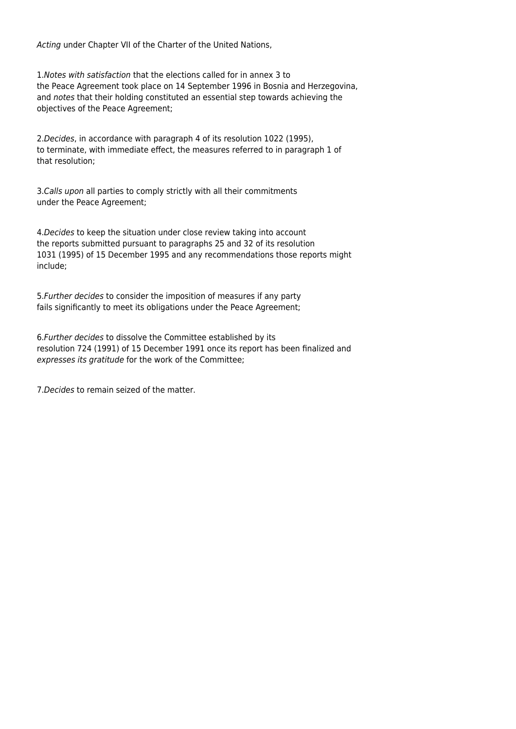*Acting* under Chapter VII of the Charter of the United Nations,

1.*Notes with satisfaction* that the elections called for in annex 3 to the Peace Agreement took place on 14 September 1996 in Bosnia and Herzegovina, and *notes* that their holding constituted an essential step towards achieving the objectives of the Peace Agreement;

2.*Decides*, in accordance with paragraph 4 of its resolution 1022 (1995), to terminate, with immediate effect, the measures referred to in paragraph 1 of that resolution;

3.*Calls upon* all parties to comply strictly with all their commitments under the Peace Agreement;

4.*Decides* to keep the situation under close review taking into account the reports submitted pursuant to paragraphs 25 and 32 of its resolution 1031 (1995) of 15 December 1995 and any recommendations those reports might include;

5.*Further decides* to consider the imposition of measures if any party fails significantly to meet its obligations under the Peace Agreement;

6.*Further decides* to dissolve the Committee established by its resolution 724 (1991) of 15 December 1991 once its report has been finalized and *expresses its gratitude* for the work of the Committee;

7.*Decides* to remain seized of the matter.